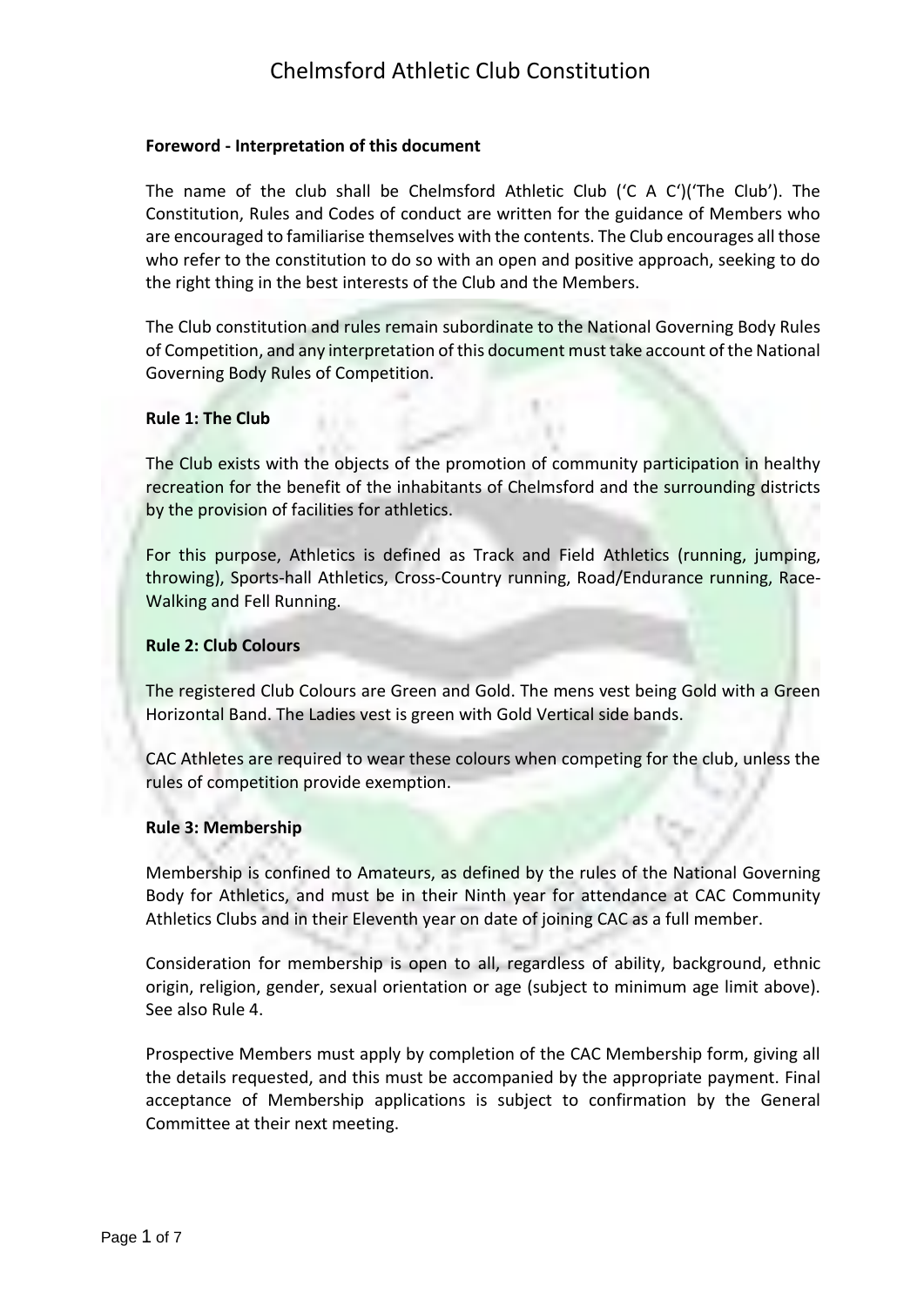# Chelmsford Athletic Club Constitution

**Foreword - Interpretation of this document**

The name of the club shall be Chelmsford Athletic Club ('C A C')('The Club'). The Constitution, Rules and Codes of conduct are written for the guidance of Members who are encouraged to familiarise themselves with the contents. The Club encourages all those who refer to the constitution to do so with an open and positive approach, seeking to do the right thing in the best interests of the Club and the Members.

The Club constitution and rules remain subordinate to the National Governing Body Rules of Competition, and any interpretation of this document must take account of the National Governing Body Rules of Competition.

**Rule 1: The Club**

The Club exists with the objects of the promotion of community participation in healthy recreation for the benefit of the inhabitants of Chelmsford and the surrounding districts by the provision of facilities for athletics.

For this purpose, Athletics is defined as Track and Field Athletics (running, jumping, throwing), Sports-hall Athletics, Cross-Country running, Road/Endurance running, Race-Walking and Fell Running.

**Rule 2: Club Colours**

The registered Club Colours are Green and Gold. The mens vest being Gold with a Green Horizontal Band. The Ladies vest is green with Gold Vertical side bands.

CAC Athletes are required to wear these colours when competing for the club, unless the rules of competition provide exemption.

**Rule 3: Membership**

Membership is confined to Amateurs, as defined by the rules of the National Governing Body for Athletics, and must be in their Ninth year for attendance at CAC Community Athletics Clubs and in their Eleventh year on date of joining CAC as a full member.

Consideration for membership is open to all, regardless of ability, background, ethnic origin, religion, gender, sexual orientation or age (subject to minimum age limit above). See also Rule 4.

Prospective Members must apply by completion of the CAC Membership form, giving all the details requested, and this must be accompanied by the appropriate payment. Final acceptance of Membership applications is subject to confirmation by the General Committee at their next meeting.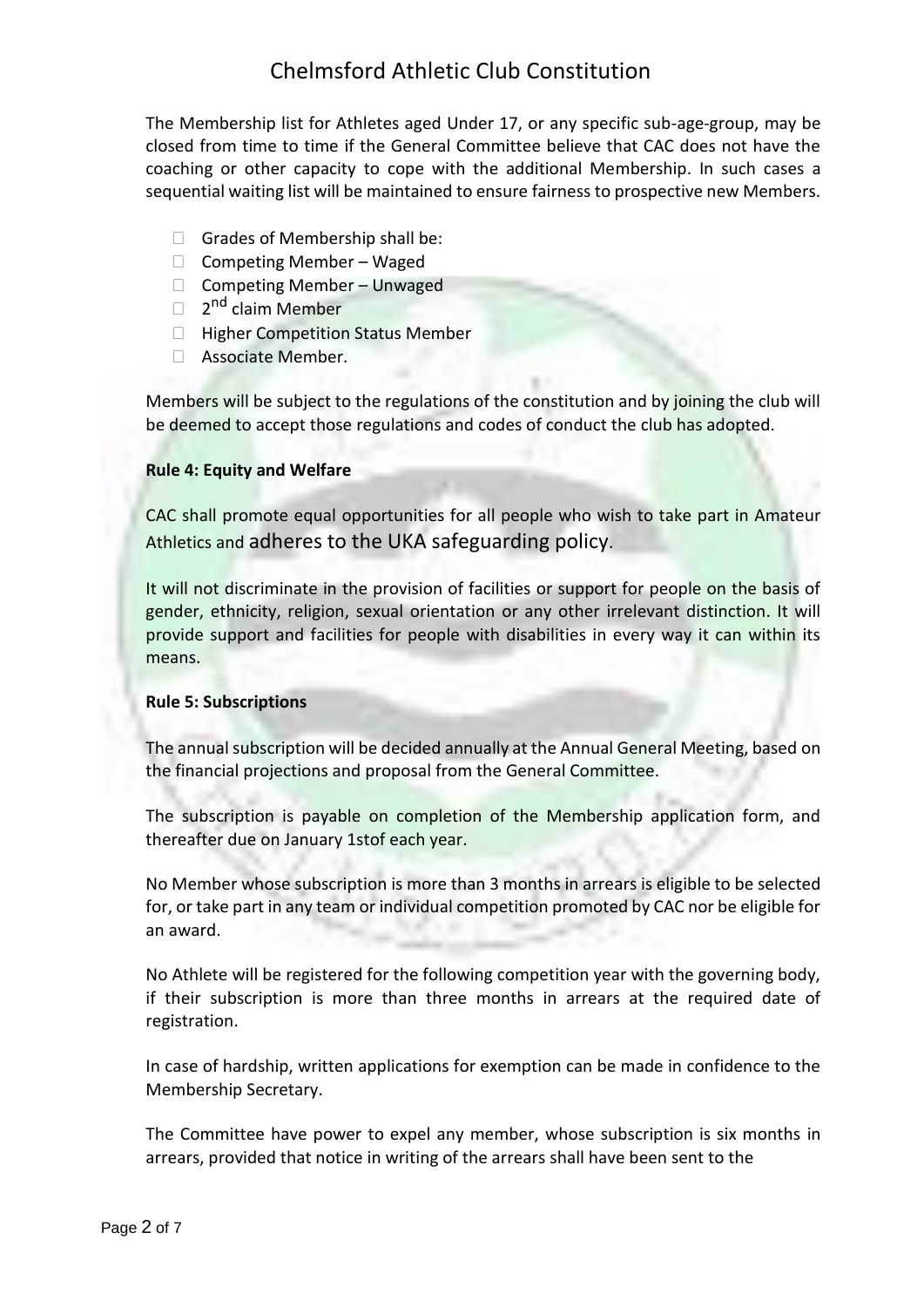The Membership list for Athletes aged Under 17, or any specific sub-age-group, may be closed from time to time if the General Committee believe that CAC does not have the coaching or other capacity to cope with the additional Membership. In such cases a sequential waiting list will be maintained to ensure fairness to prospective new Members.

- Grades of Membership shall be:
- Competing Member – Waged
- Competing Member – Unwaged
- 2nd claim Member
- Higher Competition Status Member
- Associate Member.

Members will be subject to the regulations of the constitution and by joining the club will be deemed to accept those regulations and codes of conduct the club has adopted.

**Rule 4: Equity and Welfare**

CAC shall promote equal opportunities for all people who wish to take part in Amateur Athletics and adheres to the UKA safeguarding policy.

It will not discriminate in the provision of facilities or support for people on the basis of gender, ethnicity, religion, sexual orientation or any other irrelevant distinction. It will provide support and facilities for people with disabilities in every way it can within its means.

**Rule 5: Subscriptions**

The annual subscription will be decided annually at the Annual General Meeting, based on the financial projections and proposal from the General Committee.

The subscription is payable on completion of the Membership application form, and thereafter due on January 1stof each year.

No Member whose subscription is more than 3 months in arrears is eligible to be selected for, or take part in any team or individual competition promoted by CAC nor be eligible for an award.

No Athlete will be registered for the following competition year with the governing body, if their subscription is more than three months in arrears at the required date of registration.

In case of hardship, written applications for exemption can be made in confidence to the Membership Secretary.

The Committee have power to expel any member, whose subscription is six months in arrears, provided that notice in writing of the arrears shall have been sent to the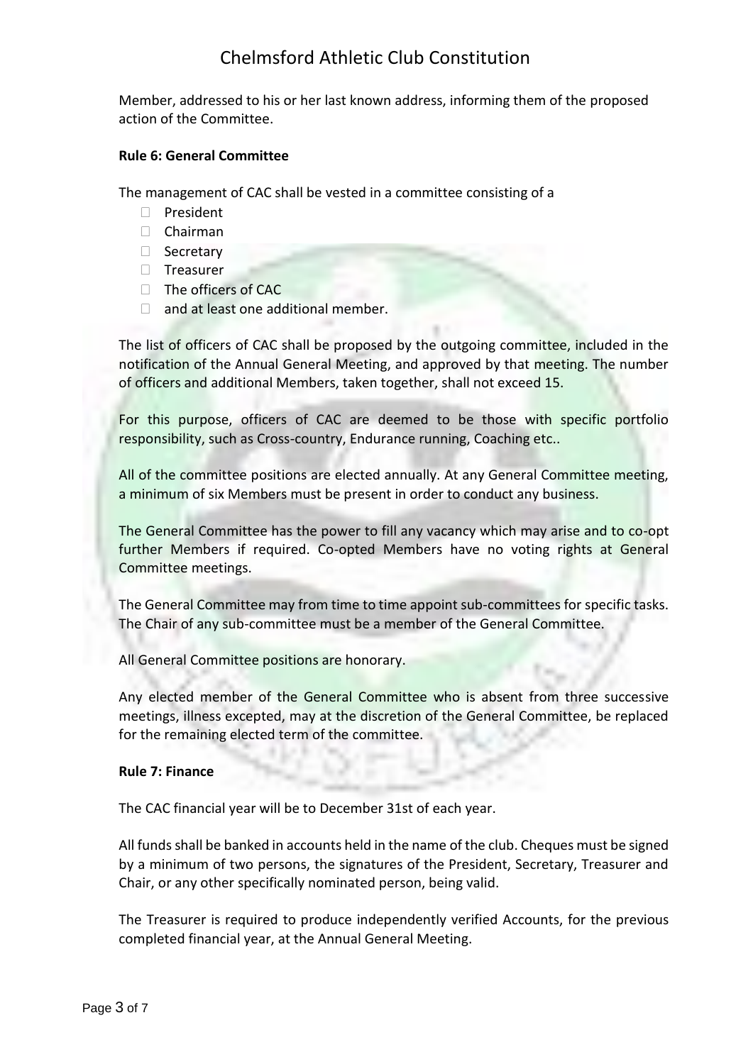Member, addressed to his or her last known address, informing them of the proposed action of the Committee.

**Rule 6: General Committee**

The management of CAC shall be vested in a committee consisting of a

- President
- Chairman
- Secretary
- Treasurer
- The officers of CAC
- and at least one additional member.

The list of officers of CAC shall be proposed by the outgoing committee, included in the notification of the Annual General Meeting, and approved by that meeting. The number of officers and additional Members, taken together, shall not exceed 15.

For this purpose, officers of CAC are deemed to be those with specific portfolio responsibility, such as Cross-country, Endurance running, Coaching etc..

All of the committee positions are elected annually. At any General Committee meeting, a minimum of six Members must be present in order to conduct any business.

The General Committee has the power to fill any vacancy which may arise and to co-opt further Members if required. Co-opted Members have no voting rights at General Committee meetings.

The General Committee may from time to time appoint sub-committees for specific tasks. The Chair of any sub-committee must be a member of the General Committee.

All General Committee positions are honorary.

Any elected member of the General Committee who is absent from three successive meetings, illness excepted, may at the discretion of the General Committee, be replaced for the remaining elected term of the committee.

**Rule 7: Finance**

The CAC financial year will be to December 31st of each year.

All funds shall be banked in accounts held in the name of the club. Cheques must be signed by a minimum of two persons, the signatures of the President, Secretary, Treasurer and Chair, or any other specifically nominated person, being valid.

The Treasurer is required to produce independently verified Accounts, for the previous completed financial year, at the Annual General Meeting.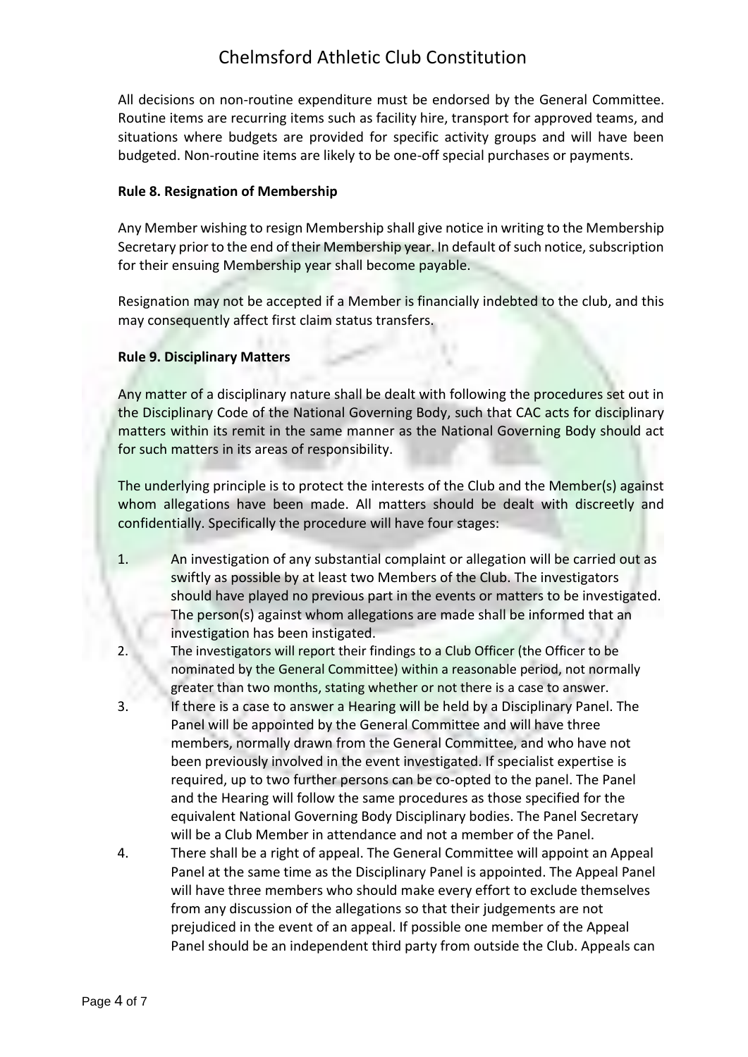All decisions on non-routine expenditure must be endorsed by the General Committee. Routine items are recurring items such as facility hire, transport for approved teams, and situations where budgets are provided for specific activity groups and will have been budgeted. Non-routine items are likely to be one-off special purchases or payments.

**Rule 8. Resignation of Membership**

Any Member wishing to resign Membership shall give notice in writing to the Membership Secretary prior to the end of their Membership year. In default of such notice, subscription for their ensuing Membership year shall become payable.

Resignation may not be accepted if a Member is financially indebted to the club, and this may consequently affect first claim status transfers.

**Rule 9. Disciplinary Matters**

Any matter of a disciplinary nature shall be dealt with following the procedures set out in the Disciplinary Code of the National Governing Body, such that CAC acts for disciplinary matters within its remit in the same manner as the National Governing Body should act for such matters in its areas of responsibility.

The underlying principle is to protect the interests of the Club and the Member(s) against whom allegations have been made. All matters should be dealt with discreetly and confidentially. Specifically the procedure will have four stages:

1. An investigation of any substantial complaint or allegation will be carried out as swiftly as possible by at least two Members of the Club. The investigators should have played no previous part in the events or matters to be investigated. The person(s) against whom allegations are made shall be informed that an investigation has been instigated.
2. The investigators will report their findings to a Club Officer (the Officer to be nominated by the General Committee) within a reasonable period, not normally greater than two months, stating whether or not there is a case to answer.
3. If there is a case to answer a Hearing will be held by a Disciplinary Panel. The Panel will be appointed by the General Committee and will have three members, normally drawn from the General Committee, and who have not been previously involved in the event investigated. If specialist expertise is required, up to two further persons can be co-opted to the panel. The Panel and the Hearing will follow the same procedures as those specified for the equivalent National Governing Body Disciplinary bodies. The Panel Secretary will be a Club Member in attendance and not a member of the Panel.
4. There shall be a right of appeal. The General Committee will appoint an Appeal Panel at the same time as the Disciplinary Panel is appointed. The Appeal Panel will have three members who should make every effort to exclude themselves from any discussion of the allegations so that their judgements are not prejudiced in the event of an appeal. If possible one member of the Appeal Panel should be an independent third party from outside the Club. Appeals can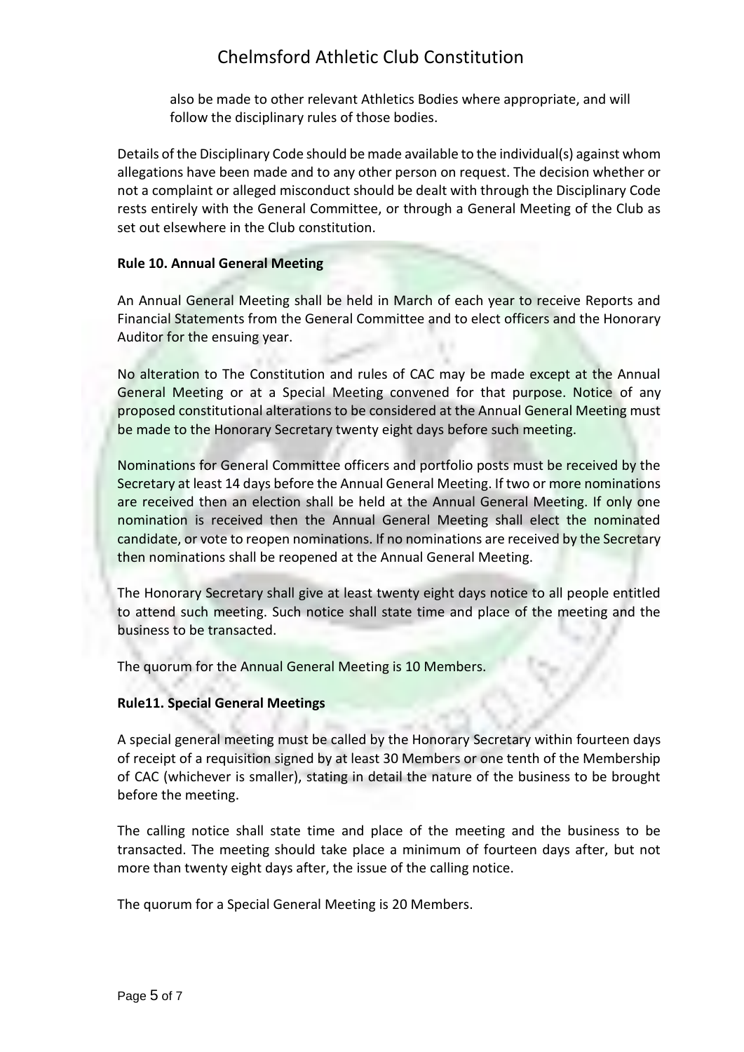also be made to other relevant Athletics Bodies where appropriate, and will follow the disciplinary rules of those bodies.

Details of the Disciplinary Code should be made available to the individual(s) against whom allegations have been made and to any other person on request. The decision whether or not a complaint or alleged misconduct should be dealt with through the Disciplinary Code rests entirely with the General Committee, or through a General Meeting of the Club as set out elsewhere in the Club constitution.

**Rule 10. Annual General Meeting**

An Annual General Meeting shall be held in March of each year to receive Reports and Financial Statements from the General Committee and to elect officers and the Honorary Auditor for the ensuing year.

No alteration to The Constitution and rules of CAC may be made except at the Annual General Meeting or at a Special Meeting convened for that purpose. Notice of any proposed constitutional alterations to be considered at the Annual General Meeting must be made to the Honorary Secretary twenty eight days before such meeting.

Nominations for General Committee officers and portfolio posts must be received by the Secretary at least 14 days before the Annual General Meeting. If two or more nominations are received then an election shall be held at the Annual General Meeting. If only one nomination is received then the Annual General Meeting shall elect the nominated candidate, or vote to reopen nominations. If no nominations are received by the Secretary then nominations shall be reopened at the Annual General Meeting.

The Honorary Secretary shall give at least twenty eight days notice to all people entitled to attend such meeting. Such notice shall state time and place of the meeting and the business to be transacted.

The quorum for the Annual General Meeting is 10 Members.

**Rule11. Special General Meetings**

A special general meeting must be called by the Honorary Secretary within fourteen days of receipt of a requisition signed by at least 30 Members or one tenth of the Membership of CAC (whichever is smaller), stating in detail the nature of the business to be brought before the meeting.

The calling notice shall state time and place of the meeting and the business to be transacted. The meeting should take place a minimum of fourteen days after, but not more than twenty eight days after, the issue of the calling notice.

The quorum for a Special General Meeting is 20 Members.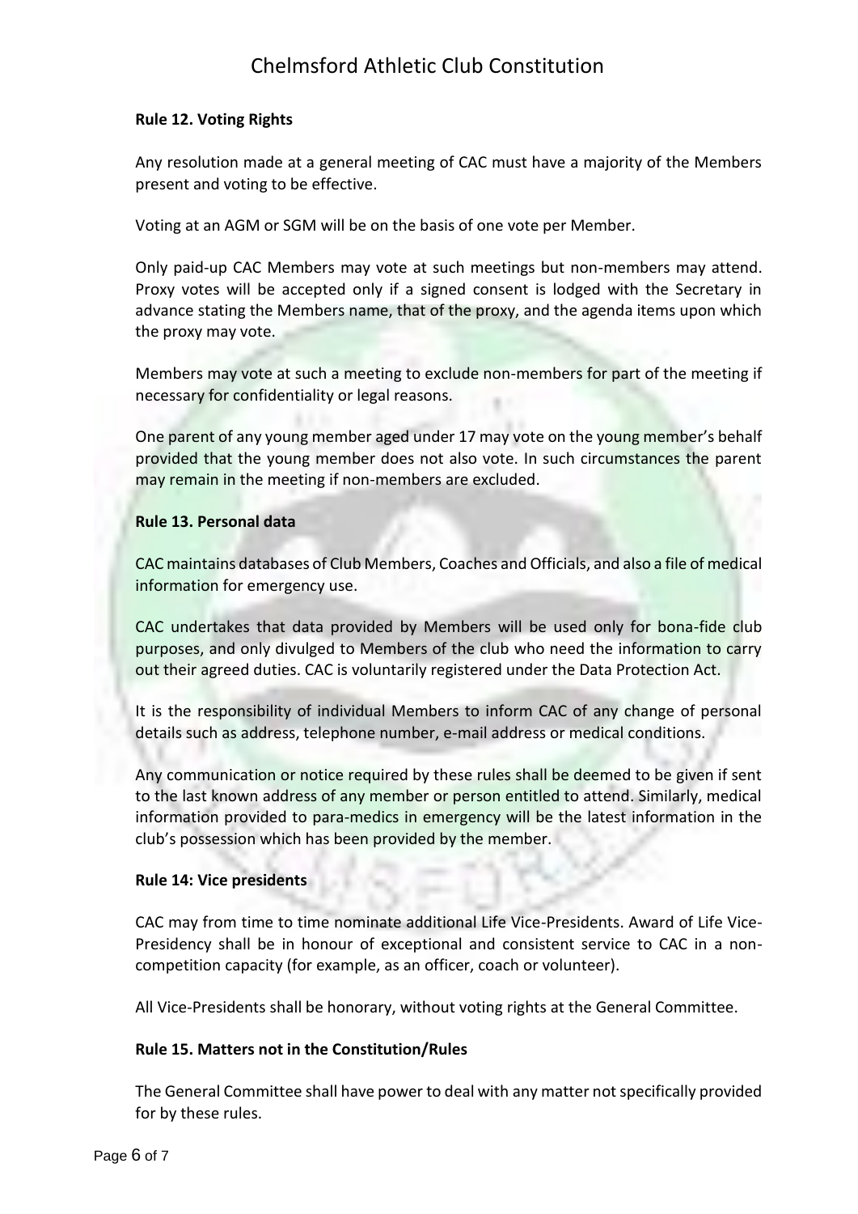**Rule 12. Voting Rights**

Any resolution made at a general meeting of CAC must have a majority of the Members present and voting to be effective.

Voting at an AGM or SGM will be on the basis of one vote per Member.

Only paid-up CAC Members may vote at such meetings but non-members may attend. Proxy votes will be accepted only if a signed consent is lodged with the Secretary in advance stating the Members name, that of the proxy, and the agenda items upon which the proxy may vote.

Members may vote at such a meeting to exclude non-members for part of the meeting if necessary for confidentiality or legal reasons.

One parent of any young member aged under 17 may vote on the young member's behalf provided that the young member does not also vote. In such circumstances the parent may remain in the meeting if non-members are excluded.

**Rule 13. Personal data**

CAC maintains databases of Club Members, Coaches and Officials, and also a file of medical information for emergency use.

CAC undertakes that data provided by Members will be used only for bona-fide club purposes, and only divulged to Members of the club who need the information to carry out their agreed duties. CAC is voluntarily registered under the Data Protection Act.

It is the responsibility of individual Members to inform CAC of any change of personal details such as address, telephone number, e-mail address or medical conditions.

Any communication or notice required by these rules shall be deemed to be given if sent to the last known address of any member or person entitled to attend. Similarly, medical information provided to para-medics in emergency will be the latest information in the club's possession which has been provided by the member.

**Rule 14: Vice presidents**

CAC may from time to time nominate additional Life Vice-Presidents. Award of Life Vice-Presidency shall be in honour of exceptional and consistent service to CAC in a non-competition capacity (for example, as an officer, coach or volunteer).

All Vice-Presidents shall be honorary, without voting rights at the General Committee.

**Rule 15. Matters not in the Constitution/Rules**

The General Committee shall have power to deal with any matter not specifically provided for by these rules.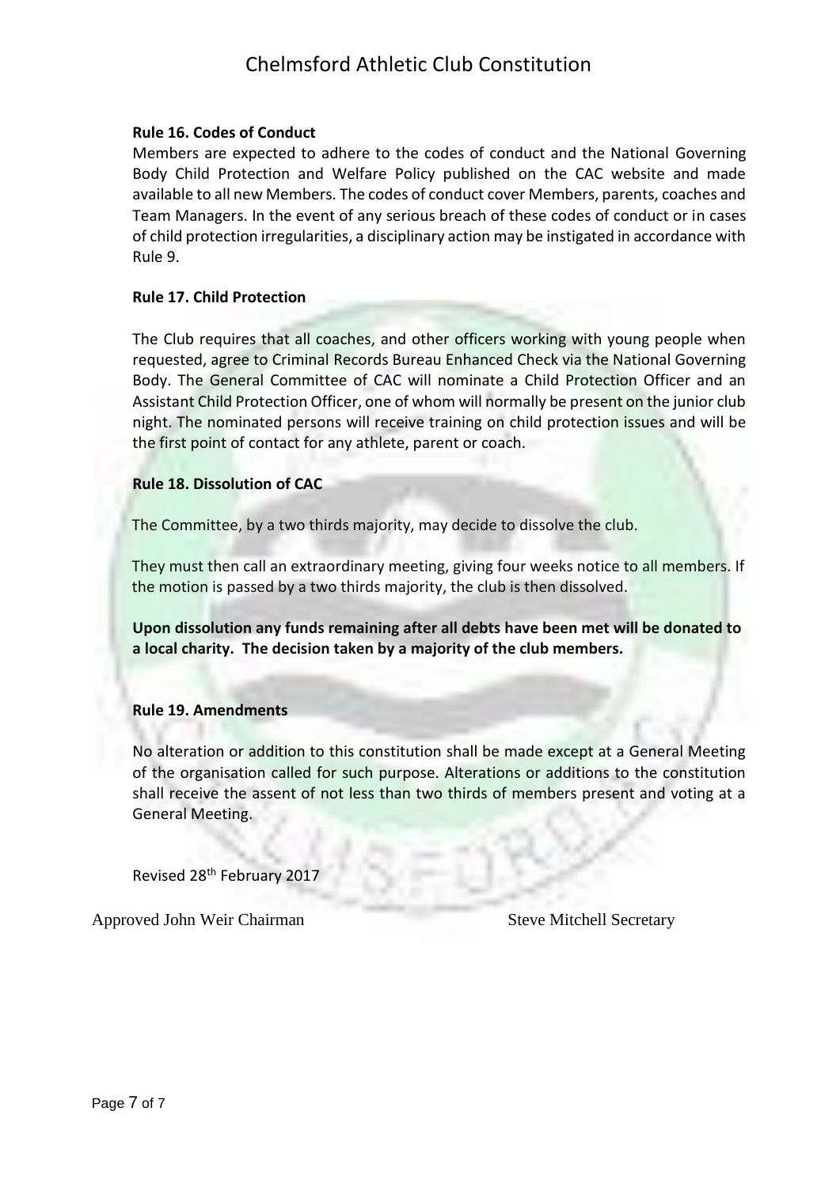**Rule 16. Codes of Conduct**

Members are expected to adhere to the codes of conduct and the National Governing Body Child Protection and Welfare Policy published on the CAC website and made available to all new Members. The codes of conduct cover Members, parents, coaches and Team Managers. In the event of any serious breach of these codes of conduct or in cases of child protection irregularities, a disciplinary action may be instigated in accordance with Rule 9.

**Rule 17. Child Protection**

The Club requires that all coaches, and other officers working with young people when requested, agree to Criminal Records Bureau Enhanced Check via the National Governing Body. The General Committee of CAC will nominate a Child Protection Officer and an Assistant Child Protection Officer, one of whom will normally be present on the junior club night. The nominated persons will receive training on child protection issues and will be the first point of contact for any athlete, parent or coach.

**Rule 18. Dissolution of CAC**

The Committee, by a two thirds majority, may decide to dissolve the club.

They must then call an extraordinary meeting, giving four weeks notice to all members. If the motion is passed by a two thirds majority, the club is then dissolved.

**Upon dissolution any funds remaining after all debts have been met will be donated to a local charity. The decision taken by a majority of the club members.**

**Rule 19. Amendments**

No alteration or addition to this constitution shall be made except at a General Meeting of the organisation called for such purpose. Alterations or additions to the constitution shall receive the assent of not less than two thirds of members present and voting at a General Meeting.

Revised 28th February 2017

Approved John Weir Chairman Steve Mitchell Secretary